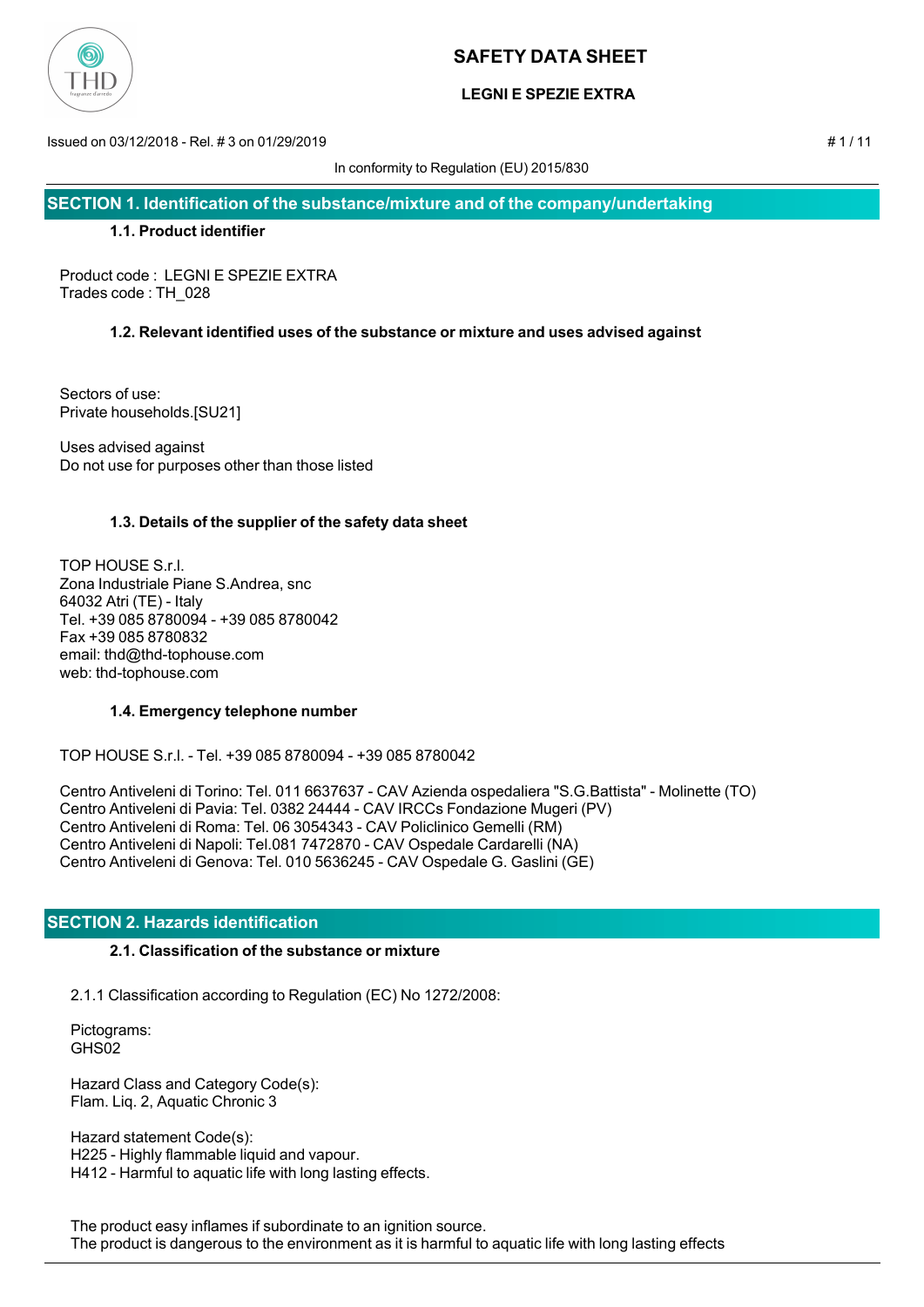# SAFETY DATA SHEET

**LEGNI E SPEZIE EXTRA**

Issued on 03/12/2018 - Rel. # 3 on 01/29/2019

In conformity to Regulation (EU) 2015/830

## SECTION 1. Identification of the substance/mixture and of the company/undertaking

### 1.1. Product identifier

Product code : LEGNI E SPEZIE EXTRA
Trades code : TH_028

### 1.2. Relevant identified uses of the substance or mixture and uses advised against

Sectors of use:
Private households.[SU21]

Uses advised against
Do not use for purposes other than those listed

### 1.3. Details of the supplier of the safety data sheet

TOP HOUSE S.r.l.
Zona Industriale Piane S.Andrea, snc
64032 Atri (TE) - Italy
Tel. +39 085 8780094 - +39 085 8780042
Fax +39 085 8780832
email: thd@thd-tophouse.com
web: thd-tophouse.com

### 1.4. Emergency telephone number

TOP HOUSE S.r.l. - Tel. +39 085 8780094 - +39 085 8780042

Centro Antiveleni di Torino: Tel. 011 6637637 - CAV Azienda ospedaliera "S.G.Battista" - Molinette (TO)
Centro Antiveleni di Pavia: Tel. 0382 24444 - CAV IRCCs Fondazione Mugeri (PV)
Centro Antiveleni di Roma: Tel. 06 3054343 - CAV Policlinico Gemelli (RM)
Centro Antiveleni di Napoli: Tel.081 7472870 - CAV Ospedale Cardarelli (NA)
Centro Antiveleni di Genova: Tel. 010 5636245 - CAV Ospedale G. Gaslini (GE)

## SECTION 2. Hazards identification

### 2.1. Classification of the substance or mixture

2.1.1 Classification according to Regulation (EC) No 1272/2008:

Pictograms:
GHS02

Hazard Class and Category Code(s):
Flam. Liq. 2, Aquatic Chronic 3

Hazard statement Code(s):
H225 - Highly flammable liquid and vapour.
H412 - Harmful to aquatic life with long lasting effects.

The product easy inflames if subordinate to an ignition source.
The product is dangerous to the environment as it is harmful to aquatic life with long lasting effects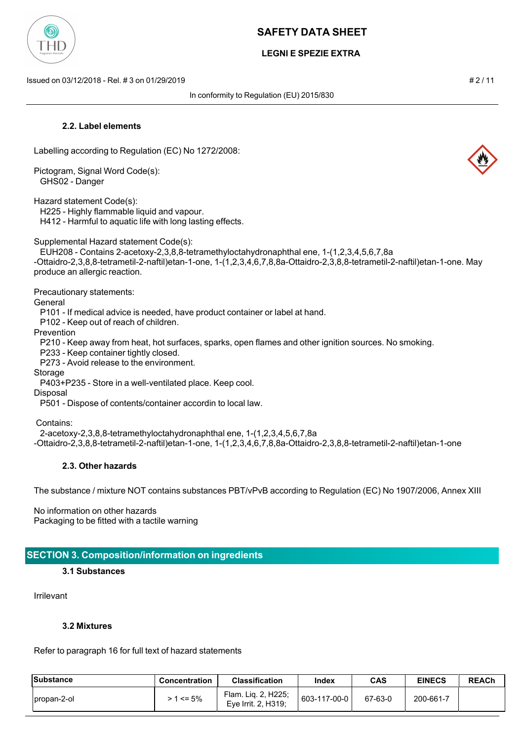### 2.2. Label elements

Labelling according to Regulation (EC) No 1272/2008:

Pictogram, Signal Word Code(s):
GHS02 - Danger

Hazard statement Code(s):
H225 - Highly flammable liquid and vapour.
H412 - Harmful to aquatic life with long lasting effects.

Supplemental Hazard statement Code(s):
EUH208 - Contains 2-acetoxy-2,3,8,8-tetramethyloctahydronaphthal ene, 1-(1,2,3,4,5,6,7,8a -Ottaidro-2,3,8,8-tetrametil-2-naftil)etan-1-one, 1-(1,2,3,4,6,7,8,8a-Ottaidro-2,3,8,8-tetrametil-2-naftil)etan-1-one. May produce an allergic reaction.

Precautionary statements:

General
P101 - If medical advice is needed, have product container or label at hand.
P102 - Keep out of reach of children.

Prevention
P210 - Keep away from heat, hot surfaces, sparks, open flames and other ignition sources. No smoking.
P233 - Keep container tightly closed.
P273 - Avoid release to the environment.

Storage
P403+P235 - Store in a well-ventilated place. Keep cool.

Disposal
P501 - Dispose of contents/container accordin to local law.

Contains:
2-acetoxy-2,3,8,8-tetramethyloctahydronaphthal ene, 1-(1,2,3,4,5,6,7,8a -Ottaidro-2,3,8,8-tetrametil-2-naftil)etan-1-one, 1-(1,2,3,4,6,7,8,8a-Ottaidro-2,3,8,8-tetrametil-2-naftil)etan-1-one

### 2.3. Other hazards

The substance / mixture NOT contains substances PBT/vPvB according to Regulation (EC) No 1907/2006, Annex XIII

No information on other hazards
Packaging to be fitted with a tactile warning

## SECTION 3. Composition/information on ingredients

### 3.1 Substances

Irrilevant

### 3.2 Mixtures

Refer to paragraph 16 for full text of hazard statements

| Substance | Concentration | Classification | Index | CAS | EINECS | REACh |
|---|---|---|---|---|---|---|
| propan-2-ol | > 1 <= 5% | Flam. Liq. 2, H225; Eye Irrit. 2, H319; | 603-117-00-0 | 67-63-0 | 200-661-7 | |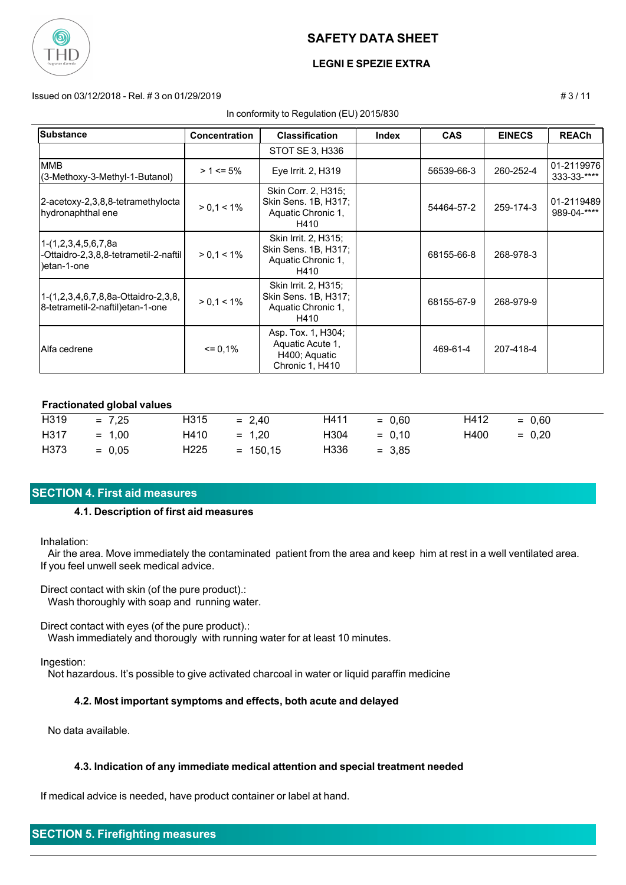| Substance | Concentration | Classification | Index | CAS | EINECS | REACh |
|---|---|---|---|---|---|---|
| | | STOT SE 3, H336 | | | | |
| MMB (3-Methoxy-3-Methyl-1-Butanol) | > 1 <= 5% | Eye Irrit. 2, H319 | | 56539-66-3 | 260-252-4 | 01-2119976333-33-**** |
| 2-acetoxy-2,3,8,8-tetramethylocta hydronaphthal ene | > 0,1 < 1% | Skin Corr. 2, H315; Skin Sens. 1B, H317; Aquatic Chronic 1, H410 | | 54464-57-2 | 259-174-3 | 01-2119489989-04-**** |
| 1-(1,2,3,4,5,6,7,8a -Ottaidro-2,3,8,8-tetrametil-2-naftil)etan-1-one | > 0,1 < 1% | Skin Irrit. 2, H315; Skin Sens. 1B, H317; Aquatic Chronic 1, H410 | | 68155-66-8 | 268-978-3 | |
| 1-(1,2,3,4,6,7,8,8a-Ottaidro-2,3,8,8-tetrametil-2-naftil)etan-1-one | > 0,1 < 1% | Skin Irrit. 2, H315; Skin Sens. 1B, H317; Aquatic Chronic 1, H410 | | 68155-67-9 | 268-979-9 | |
| Alfa cedrene | <= 0,1% | Asp. Tox. 1, H304; Aquatic Acute 1, H400; Aquatic Chronic 1, H410 | | 469-61-4 | 207-418-4 | |

**Fractionated global values**

| | | | | | | | |
|---|---|---|---|---|---|---|---|
| H319 | = 7,25 | H315 | = 2,40 | H411 | = 0,60 | H412 | = 0,60 |
| H317 | = 1,00 | H410 | = 1,20 | H304 | = 0,10 | H400 | = 0,20 |
| H373 | = 0,05 | H225 | = 150,15 | H336 | = 3,85 | | |

## SECTION 4. First aid measures

### 4.1. Description of first aid measures

Inhalation:
Air the area. Move immediately the contaminated patient from the area and keep him at rest in a well ventilated area. If you feel unwell seek medical advice.

Direct contact with skin (of the pure product).:
Wash thoroughly with soap and running water.

Direct contact with eyes (of the pure product).:
Wash immediately and thorougly with running water for at least 10 minutes.

Ingestion:
Not hazardous. It's possible to give activated charcoal in water or liquid paraffin medicine

### 4.2. Most important symptoms and effects, both acute and delayed

No data available.

### 4.3. Indication of any immediate medical attention and special treatment needed

If medical advice is needed, have product container or label at hand.

## SECTION 5. Firefighting measures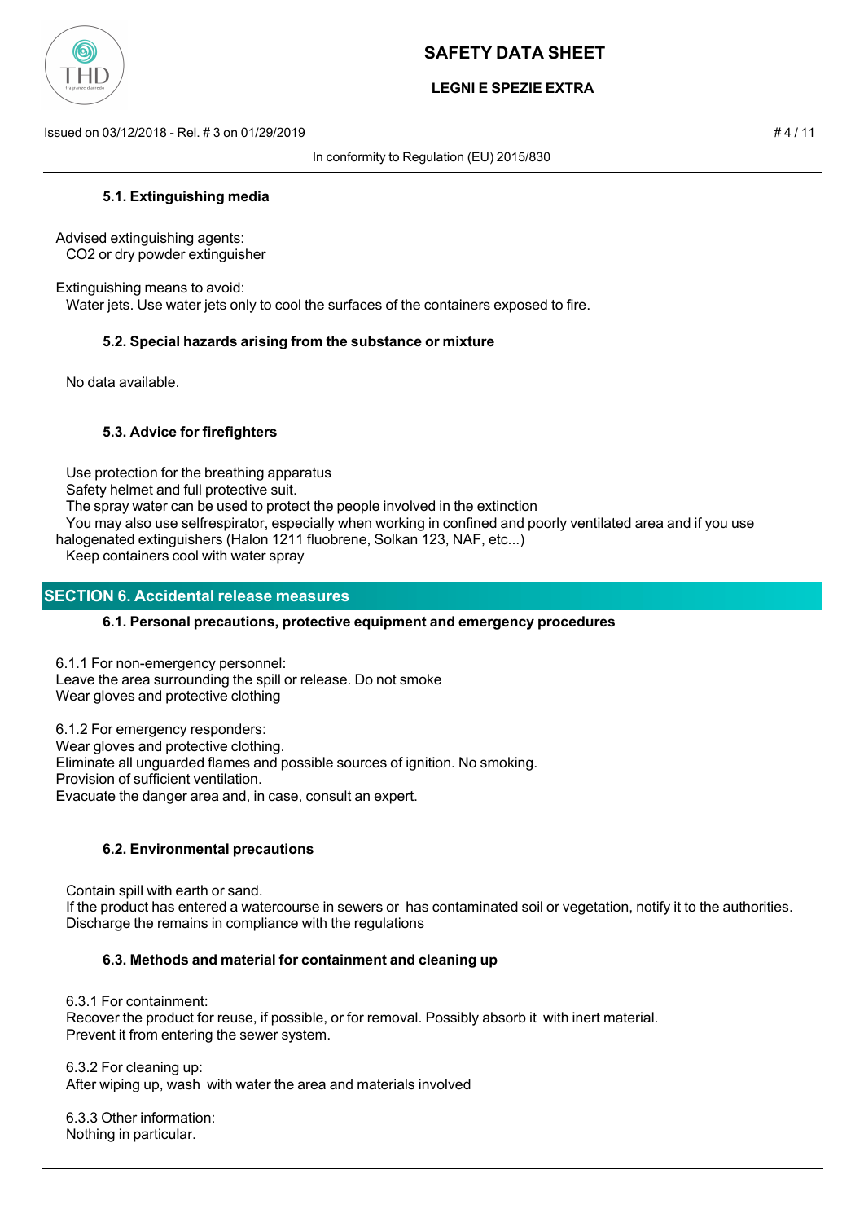#### 5.1. Extinguishing media

Advised extinguishing agents:
CO2 or dry powder extinguisher

Extinguishing means to avoid:
Water jets. Use water jets only to cool the surfaces of the containers exposed to fire.

#### 5.2. Special hazards arising from the substance or mixture

No data available.

#### 5.3. Advice for firefighters

Use protection for the breathing apparatus
Safety helmet and full protective suit.
The spray water can be used to protect the people involved in the extinction
You may also use selfrespirator, especially when working in confined and poorly ventilated area and if you use halogenated extinguishers (Halon 1211 fluobrene, Solkan 123, NAF, etc...)
Keep containers cool with water spray

## SECTION 6. Accidental release measures

#### 6.1. Personal precautions, protective equipment and emergency procedures

6.1.1 For non-emergency personnel:
Leave the area surrounding the spill or release. Do not smoke
Wear gloves and protective clothing

6.1.2 For emergency responders:
Wear gloves and protective clothing.
Eliminate all unguarded flames and possible sources of ignition. No smoking.
Provision of sufficient ventilation.
Evacuate the danger area and, in case, consult an expert.

#### 6.2. Environmental precautions

Contain spill with earth or sand.
If the product has entered a watercourse in sewers or has contaminated soil or vegetation, notify it to the authorities.
Discharge the remains in compliance with the regulations

#### 6.3. Methods and material for containment and cleaning up

6.3.1 For containment:
Recover the product for reuse, if possible, or for removal. Possibly absorb it with inert material.
Prevent it from entering the sewer system.

6.3.2 For cleaning up:
After wiping up, wash with water the area and materials involved

6.3.3 Other information:
Nothing in particular.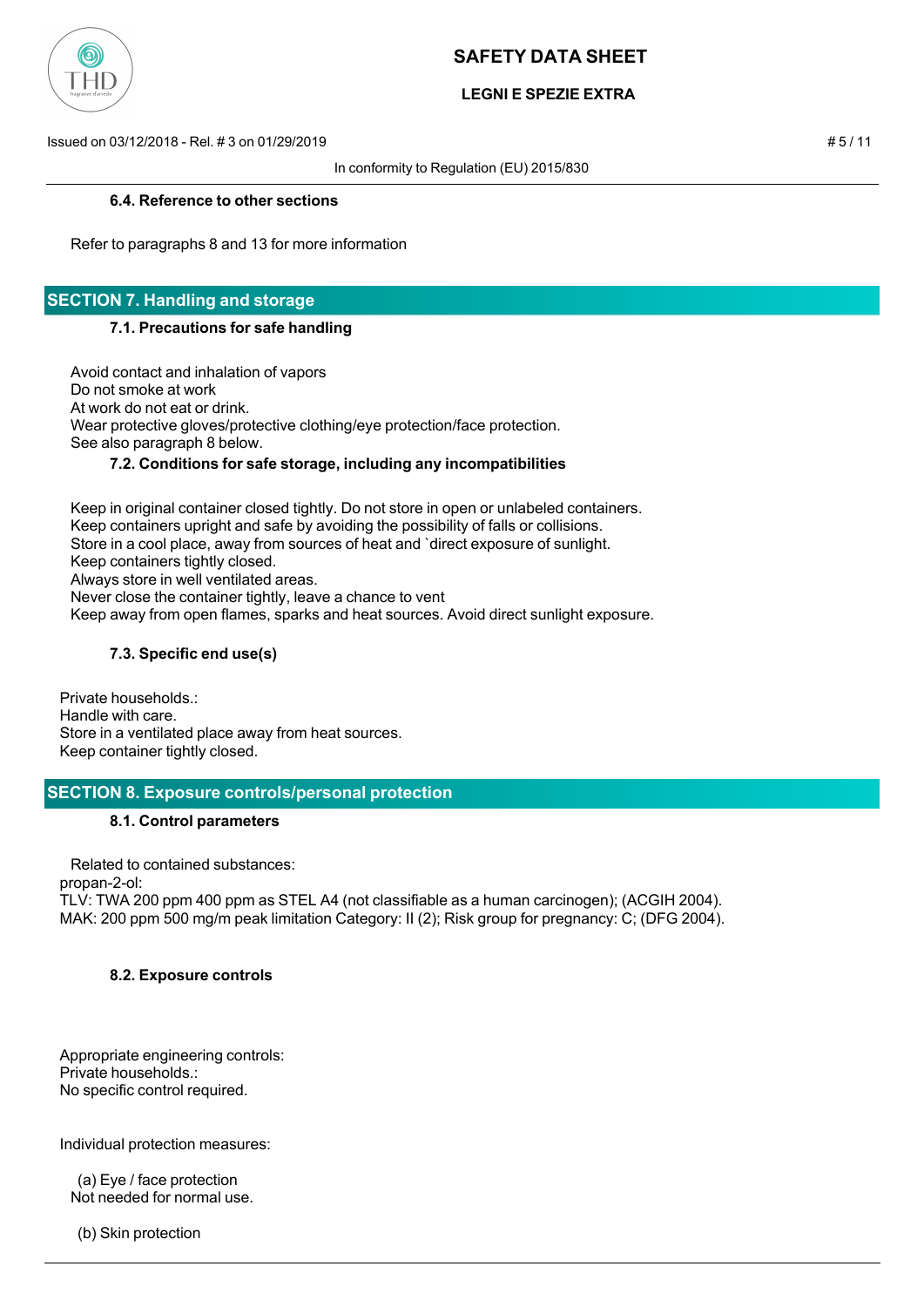### 6.4. Reference to other sections

Refer to paragraphs 8 and 13 for more information

## SECTION 7. Handling and storage

### 7.1. Precautions for safe handling

Avoid contact and inhalation of vapors
Do not smoke at work
At work do not eat or drink.
Wear protective gloves/protective clothing/eye protection/face protection.
See also paragraph 8 below.

### 7.2. Conditions for safe storage, including any incompatibilities

Keep in original container closed tightly. Do not store in open or unlabeled containers.
Keep containers upright and safe by avoiding the possibility of falls or collisions.
Store in a cool place, away from sources of heat and `direct exposure of sunlight.
Keep containers tightly closed.
Always store in well ventilated areas.
Never close the container tightly, leave a chance to vent
Keep away from open flames, sparks and heat sources. Avoid direct sunlight exposure.

### 7.3. Specific end use(s)

Private households.:
Handle with care.
Store in a ventilated place away from heat sources.
Keep container tightly closed.

## SECTION 8. Exposure controls/personal protection

### 8.1. Control parameters

Related to contained substances:
propan-2-ol:
TLV: TWA 200 ppm 400 ppm as STEL A4 (not classifiable as a human carcinogen); (ACGIH 2004).
MAK: 200 ppm 500 mg/m peak limitation Category: II (2); Risk group for pregnancy: C; (DFG 2004).

### 8.2. Exposure controls

Appropriate engineering controls:
Private households.:
No specific control required.

Individual protection measures:

(a) Eye / face protection
Not needed for normal use.

(b) Skin protection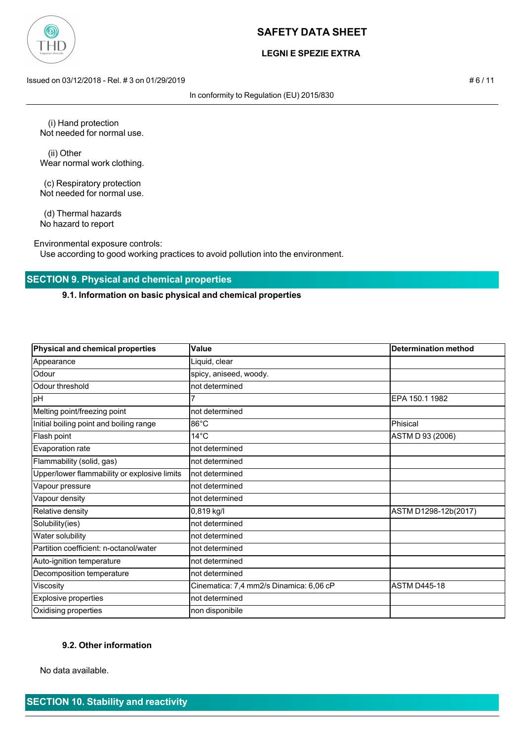(i) Hand protection
Not needed for normal use.

(ii) Other
Wear normal work clothing.

(c) Respiratory protection
Not needed for normal use.

(d) Thermal hazards
No hazard to report

Environmental exposure controls:
Use according to good working practices to avoid pollution into the environment.

## SECTION 9. Physical and chemical properties

### 9.1. Information on basic physical and chemical properties

| Physical and chemical properties | Value | Determination method |
|---|---|---|
| Appearance | Liquid, clear | |
| Odour | spicy, aniseed, woody. | |
| Odour threshold | not determined | |
| pH | 7 | EPA 150.1 1982 |
| Melting point/freezing point | not determined | |
| Initial boiling point and boiling range | 86°C | Phisical |
| Flash point | 14°C | ASTM D 93 (2006) |
| Evaporation rate | not determined | |
| Flammability (solid, gas) | not determined | |
| Upper/lower flammability or explosive limits | not determined | |
| Vapour pressure | not determined | |
| Vapour density | not determined | |
| Relative density | 0,819 kg/l | ASTM D1298-12b(2017) |
| Solubility(ies) | not determined | |
| Water solubility | not determined | |
| Partition coefficient: n-octanol/water | not determined | |
| Auto-ignition temperature | not determined | |
| Decomposition temperature | not determined | |
| Viscosity | Cinematica: 7,4 mm2/s Dinamica: 6,06 cP | ASTM D445-18 |
| Explosive properties | not determined | |
| Oxidising properties | non disponibile | |

### 9.2. Other information

No data available.

## SECTION 10. Stability and reactivity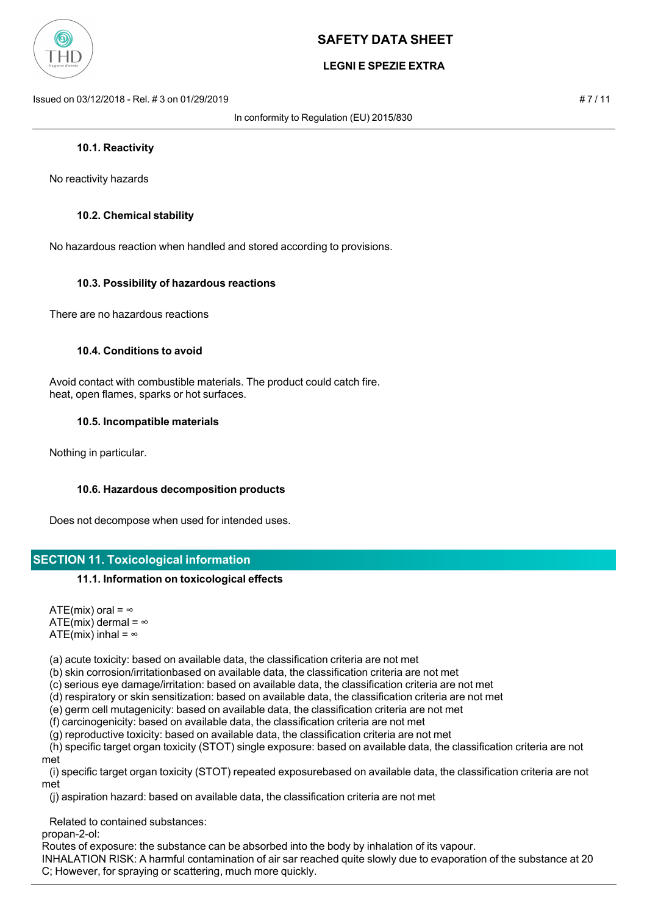### 10.1. Reactivity

No reactivity hazards

### 10.2. Chemical stability

No hazardous reaction when handled and stored according to provisions.

### 10.3. Possibility of hazardous reactions

There are no hazardous reactions

### 10.4. Conditions to avoid

Avoid contact with combustible materials. The product could catch fire.
heat, open flames, sparks or hot surfaces.

### 10.5. Incompatible materials

Nothing in particular.

### 10.6. Hazardous decomposition products

Does not decompose when used for intended uses.

## SECTION 11. Toxicological information

### 11.1. Information on toxicological effects

ATE(mix) oral = ∞
ATE(mix) dermal = ∞
ATE(mix) inhal = ∞

(a) acute toxicity: based on available data, the classification criteria are not met
(b) skin corrosion/irritationbased on available data, the classification criteria are not met
(c) serious eye damage/irritation: based on available data, the classification criteria are not met
(d) respiratory or skin sensitization: based on available data, the classification criteria are not met
(e) germ cell mutagenicity: based on available data, the classification criteria are not met
(f) carcinogenicity: based on available data, the classification criteria are not met
(g) reproductive toxicity: based on available data, the classification criteria are not met
(h) specific target organ toxicity (STOT) single exposure: based on available data, the classification criteria are not met
(i) specific target organ toxicity (STOT) repeated exposurebased on available data, the classification criteria are not met
(j) aspiration hazard: based on available data, the classification criteria are not met

Related to contained substances:
propan-2-ol:
Routes of exposure: the substance can be absorbed into the body by inhalation of its vapour.
INHALATION RISK: A harmful contamination of air sar reached quite slowly due to evaporation of the substance at 20 C; However, for spraying or scattering, much more quickly.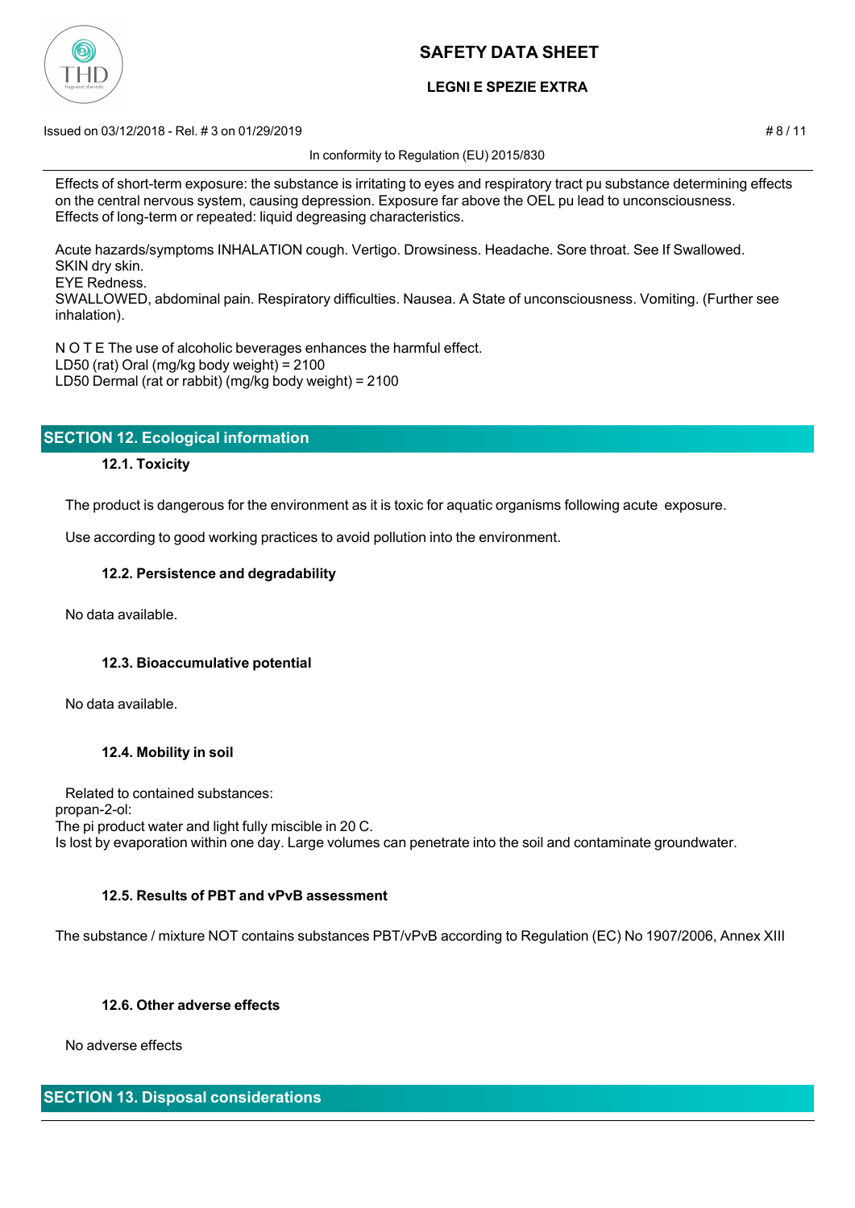Effects of short-term exposure: the substance is irritating to eyes and respiratory tract pu substance determining effects on the central nervous system, causing depression. Exposure far above the OEL pu lead to unconsciousness.
Effects of long-term or repeated: liquid degreasing characteristics.

Acute hazards/symptoms INHALATION cough. Vertigo. Drowsiness. Headache. Sore throat. See If Swallowed.
SKIN dry skin.
EYE Redness.
SWALLOWED, abdominal pain. Respiratory difficulties. Nausea. A State of unconsciousness. Vomiting. (Further see inhalation).

N O T E The use of alcoholic beverages enhances the harmful effect.
LD50 (rat) Oral (mg/kg body weight) = 2100
LD50 Dermal (rat or rabbit) (mg/kg body weight) = 2100

## SECTION 12. Ecological information

### 12.1. Toxicity

The product is dangerous for the environment as it is toxic for aquatic organisms following acute exposure.

Use according to good working practices to avoid pollution into the environment.

### 12.2. Persistence and degradability

No data available.

### 12.3. Bioaccumulative potential

No data available.

### 12.4. Mobility in soil

Related to contained substances:
propan-2-ol:
The pi product water and light fully miscible in 20 C.
Is lost by evaporation within one day. Large volumes can penetrate into the soil and contaminate groundwater.

### 12.5. Results of PBT and vPvB assessment

The substance / mixture NOT contains substances PBT/vPvB according to Regulation (EC) No 1907/2006, Annex XIII

### 12.6. Other adverse effects

No adverse effects

## SECTION 13. Disposal considerations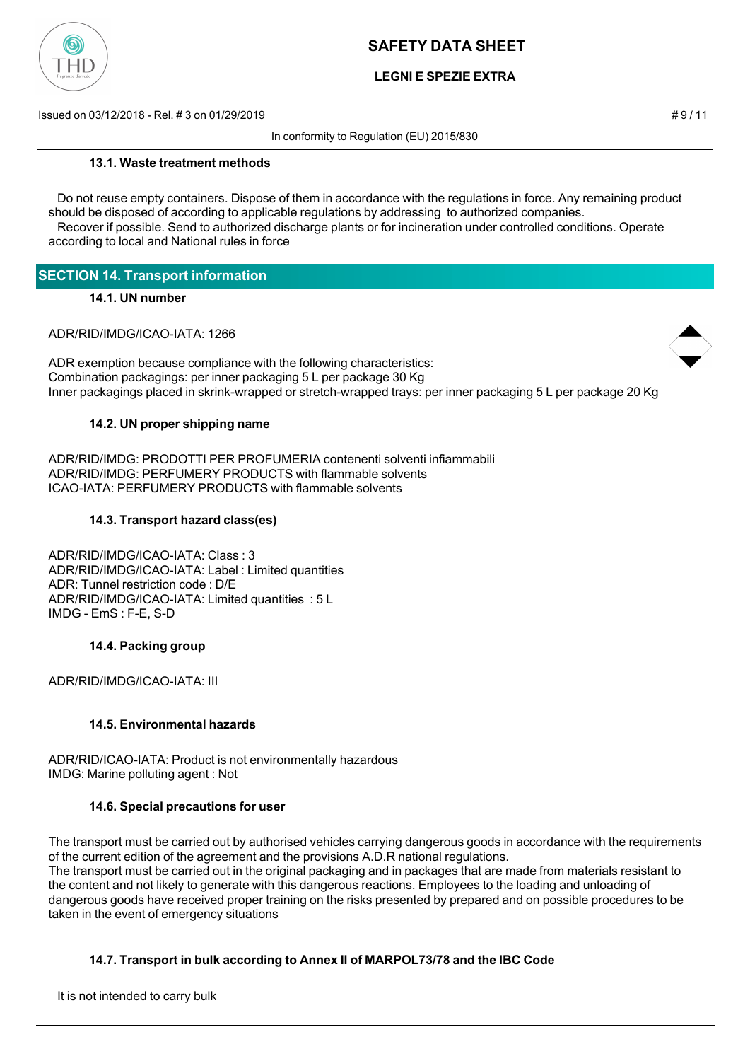### 13.1. Waste treatment methods

Do not reuse empty containers. Dispose of them in accordance with the regulations in force. Any remaining product should be disposed of according to applicable regulations by addressing to authorized companies.
Recover if possible. Send to authorized discharge plants or for incineration under controlled conditions. Operate according to local and National rules in force

## SECTION 14. Transport information

### 14.1. UN number

ADR/RID/IMDG/ICAO-IATA: 1266

ADR exemption because compliance with the following characteristics:
Combination packagings: per inner packaging 5 L per package 30 Kg
Inner packagings placed in skrink-wrapped or stretch-wrapped trays: per inner packaging 5 L per package 20 Kg

### 14.2. UN proper shipping name

ADR/RID/IMDG: PRODOTTI PER PROFUMERIA contenenti solventi infiammabili
ADR/RID/IMDG: PERFUMERY PRODUCTS with flammable solvents
ICAO-IATA: PERFUMERY PRODUCTS with flammable solvents

### 14.3. Transport hazard class(es)

ADR/RID/IMDG/ICAO-IATA: Class : 3
ADR/RID/IMDG/ICAO-IATA: Label : Limited quantities
ADR: Tunnel restriction code : D/E
ADR/RID/IMDG/ICAO-IATA: Limited quantities : 5 L
IMDG - EmS : F-E, S-D

### 14.4. Packing group

ADR/RID/IMDG/ICAO-IATA: III

### 14.5. Environmental hazards

ADR/RID/ICAO-IATA: Product is not environmentally hazardous
IMDG: Marine polluting agent : Not

### 14.6. Special precautions for user

The transport must be carried out by authorised vehicles carrying dangerous goods in accordance with the requirements of the current edition of the agreement and the provisions A.D.R national regulations.
The transport must be carried out in the original packaging and in packages that are made from materials resistant to the content and not likely to generate with this dangerous reactions. Employees to the loading and unloading of dangerous goods have received proper training on the risks presented by prepared and on possible procedures to be taken in the event of emergency situations

### 14.7. Transport in bulk according to Annex II of MARPOL73/78 and the IBC Code

It is not intended to carry bulk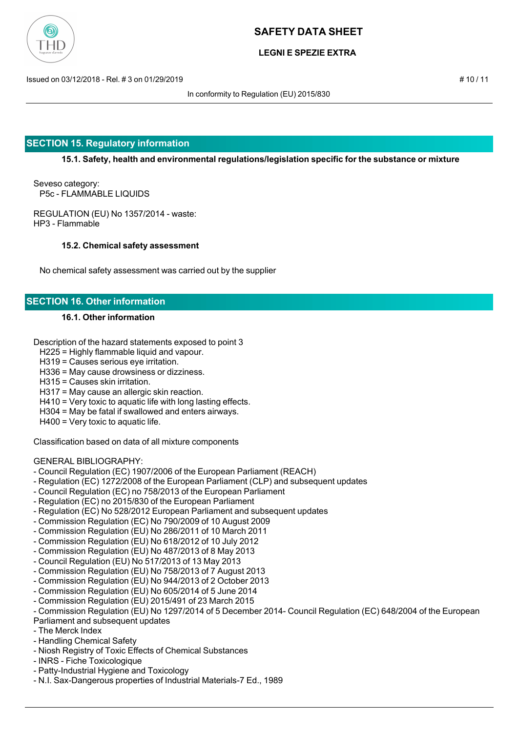## SECTION 15. Regulatory information

### 15.1. Safety, health and environmental regulations/legislation specific for the substance or mixture

Seveso category:
P5c - FLAMMABLE LIQUIDS

REGULATION (EU) No 1357/2014 - waste:
HP3 - Flammable

### 15.2. Chemical safety assessment

No chemical safety assessment was carried out by the supplier

## SECTION 16. Other information

### 16.1. Other information

Description of the hazard statements exposed to point 3
H225 = Highly flammable liquid and vapour.
H319 = Causes serious eye irritation.
H336 = May cause drowsiness or dizziness.
H315 = Causes skin irritation.
H317 = May cause an allergic skin reaction.
H410 = Very toxic to aquatic life with long lasting effects.
H304 = May be fatal if swallowed and enters airways.
H400 = Very toxic to aquatic life.

Classification based on data of all mixture components

GENERAL BIBLIOGRAPHY:
- Council Regulation (EC) 1907/2006 of the European Parliament (REACH)
- Regulation (EC) 1272/2008 of the European Parliament (CLP) and subsequent updates
- Council Regulation (EC) no 758/2013 of the European Parliament
- Regulation (EC) no 2015/830 of the European Parliament
- Regulation (EC) No 528/2012 European Parliament and subsequent updates
- Commission Regulation (EC) No 790/2009 of 10 August 2009
- Commission Regulation (EU) No 286/2011 of 10 March 2011
- Commission Regulation (EU) No 618/2012 of 10 July 2012
- Commission Regulation (EU) No 487/2013 of 8 May 2013
- Council Regulation (EU) No 517/2013 of 13 May 2013
- Commission Regulation (EU) No 758/2013 of 7 August 2013
- Commission Regulation (EU) No 944/2013 of 2 October 2013
- Commission Regulation (EU) No 605/2014 of 5 June 2014
- Commission Regulation (EU) 2015/491 of 23 March 2015
- Commission Regulation (EU) No 1297/2014 of 5 December 2014- Council Regulation (EC) 648/2004 of the European Parliament and subsequent updates
- The Merck Index
- Handling Chemical Safety
- Niosh Registry of Toxic Effects of Chemical Substances
- INRS - Fiche Toxicologique
- Patty-Industrial Hygiene and Toxicology
- N.I. Sax-Dangerous properties of Industrial Materials-7 Ed., 1989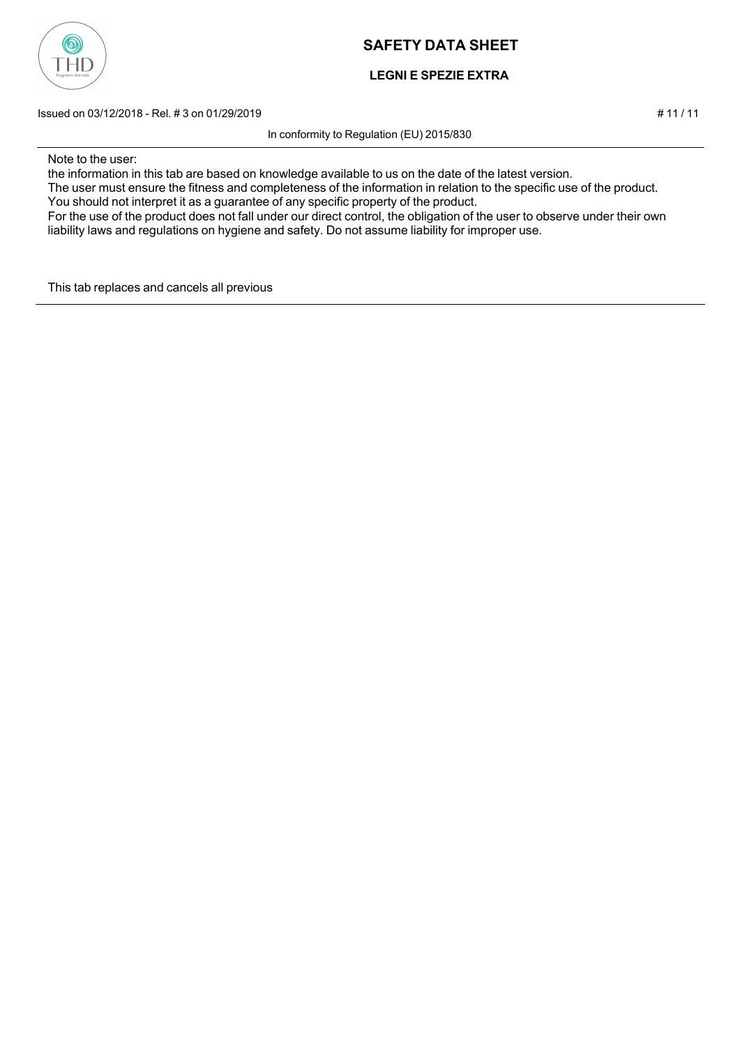Note to the user:

the information in this tab are based on knowledge available to us on the date of the latest version.
The user must ensure the fitness and completeness of the information in relation to the specific use of the product.
You should not interpret it as a guarantee of any specific property of the product.
For the use of the product does not fall under our direct control, the obligation of the user to observe under their own liability laws and regulations on hygiene and safety. Do not assume liability for improper use.

This tab replaces and cancels all previous